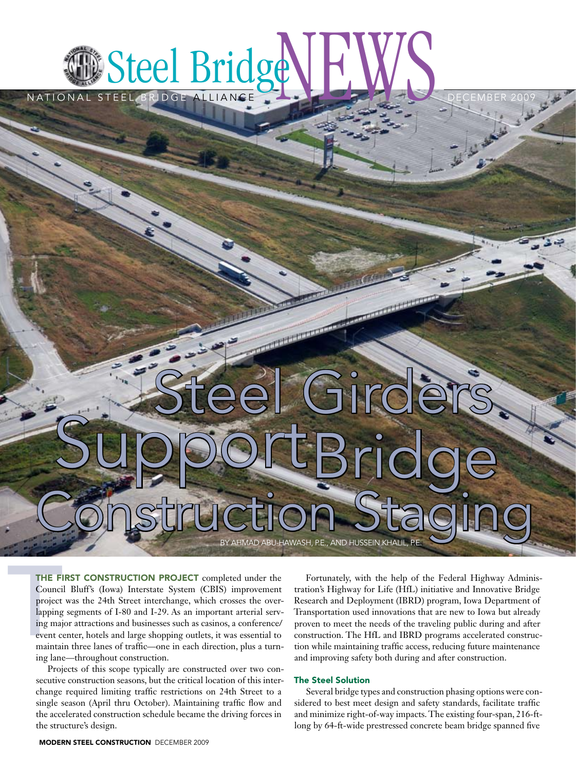# Steel Girders Support Bridge Construction Staging

BY AHMAD ABU-HAWASH, P.E., AND HUSSEIN KHALIL, P.E.

**THE FIRST CONSTRUCTION PROJECT** completed under the Council Bluff's (Iowa) Interstate System (CBIS) improvement project was the 24th Street interchange, which crosses the overlapping segments of I-80 and I-29. As an important arterial serving major attractions and businesses such as casinos, a conference/event center, hotels and large shopping outlets, it was essential to maintain three lanes of traffic—one in each direction, plus a turning lane—throughout construction.

Projects of this scope typically are constructed over two consecutive construction seasons, but the critical location of this interchange required limiting traffic restrictions on 24th Street to a single season (April thru October). Maintaining traffic flow and the accelerated construction schedule became the driving forces in the structure's design.

Fortunately, with the help of the Federal Highway Administration's Highway for Life (HfL) initiative and Innovative Bridge Research and Deployment (IBRD) program, Iowa Department of Transportation used innovations that are new to Iowa but already proven to meet the needs of the traveling public during and after construction. The HfL and IBRD programs accelerated construction while maintaining traffic access, reducing future maintenance and improving safety both during and after construction.

## The Steel Solution

Several bridge types and construction phasing options were considered to best meet design and safety standards, facilitate traffic and minimize right-of-way impacts. The existing four-span, 216-ft-long by 64-ft-wide prestressed concrete beam bridge spanned five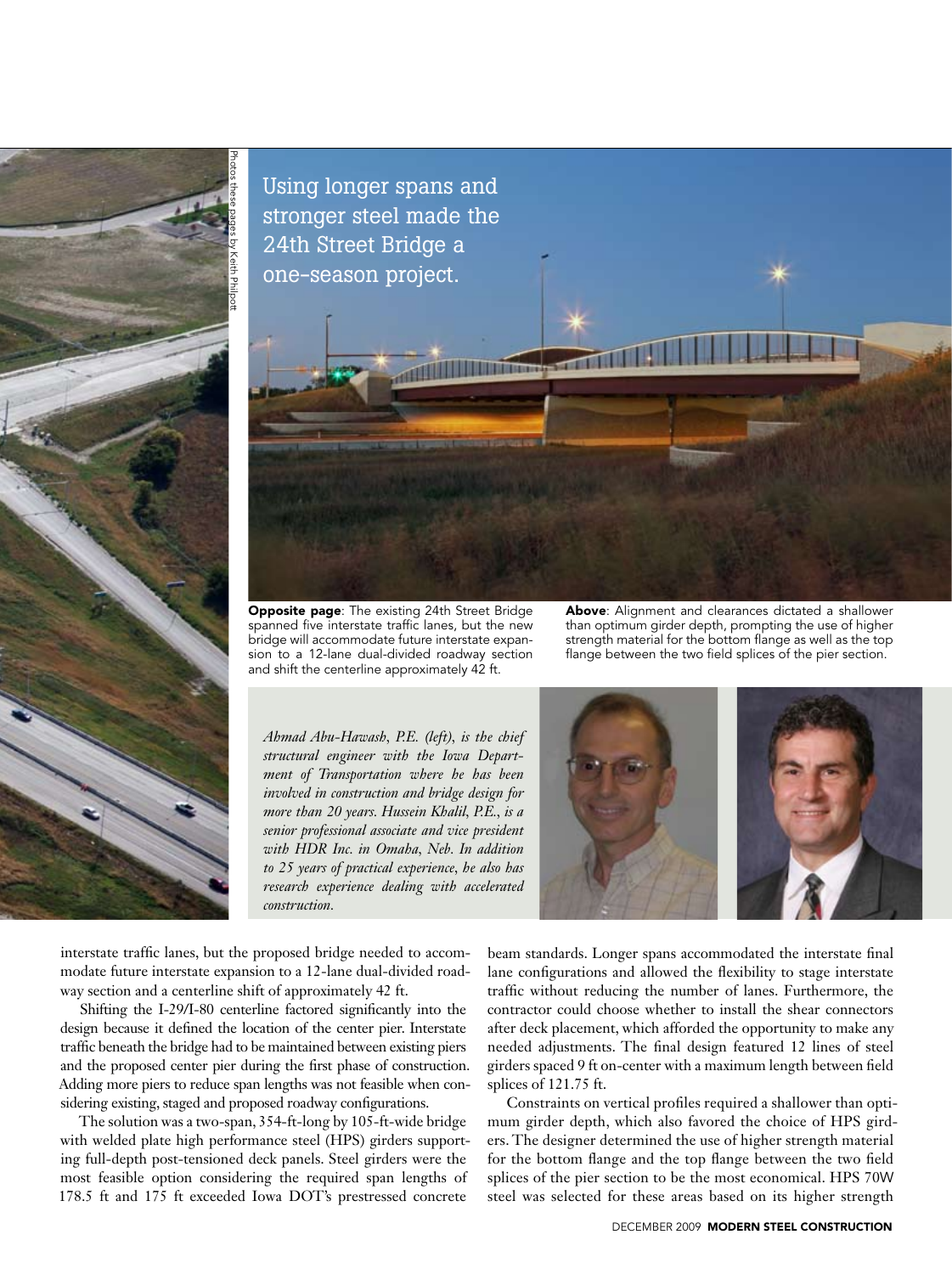Using longer spans and stronger steel made the 24th Street Bridge a one-season project.

**Opposite page**: The existing 24th Street Bridge spanned five interstate traffic lanes, but the new bridge will accommodate future interstate expansion to a 12-lane dual-divided roadway section and shift the centerline approximately 42 ft.

**Above**: Alignment and clearances dictated a shallower than optimum girder depth, prompting the use of higher strength material for the bottom flange as well as the top flange between the two field splices of the pier section.

*Ahmad Abu-Hawash, P.E. (left), is the chief structural engineer with the Iowa Department of Transportation where he has been involved in construction and bridge design for more than 20 years. Hussein Khalil, P.E., is a senior professional associate and vice president with HDR Inc. in Omaha, Neb. In addition to 25 years of practical experience, he also has research experience dealing with accelerated construction.*

interstate traffic lanes, but the proposed bridge needed to accommodate future interstate expansion to a 12-lane dual-divided roadway section and a centerline shift of approximately 42 ft.

Shifting the I-29/I-80 centerline factored significantly into the design because it defined the location of the center pier. Interstate traffic beneath the bridge had to be maintained between existing piers and the proposed center pier during the first phase of construction. Adding more piers to reduce span lengths was not feasible when considering existing, staged and proposed roadway configurations.

The solution was a two-span, 354-ft-long by 105-ft-wide bridge with welded plate high performance steel (HPS) girders supporting full-depth post-tensioned deck panels. Steel girders were the most feasible option considering the required span lengths of 178.5 ft and 175 ft exceeded Iowa DOT's prestressed concrete beam standards. Longer spans accommodated the interstate final lane configurations and allowed the flexibility to stage interstate traffic without reducing the number of lanes. Furthermore, the contractor could choose whether to install the shear connectors after deck placement, which afforded the opportunity to make any needed adjustments. The final design featured 12 lines of steel girders spaced 9 ft on-center with a maximum length between field splices of 121.75 ft.

Constraints on vertical profiles required a shallower than optimum girder depth, which also favored the choice of HPS girders. The designer determined the use of higher strength material for the bottom flange and the top flange between the two field splices of the pier section to be the most economical. HPS 70W steel was selected for these areas based on its higher strength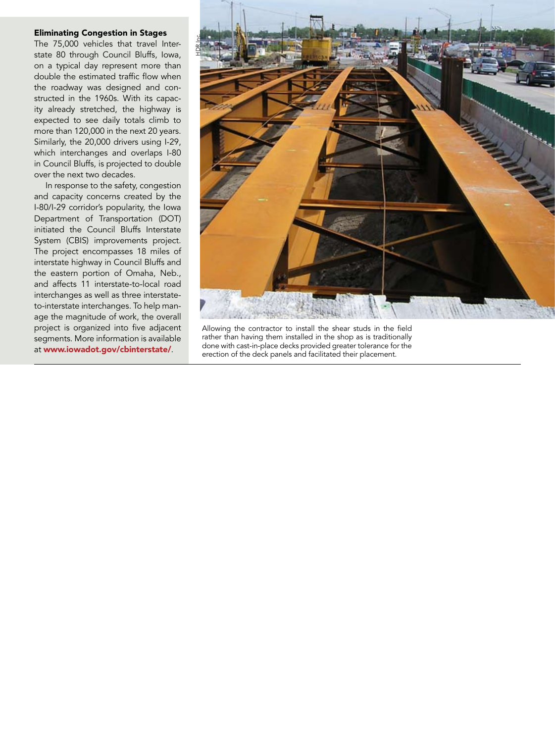### Eliminating Congestion in Stages

The 75,000 vehicles that travel Interstate 80 through Council Bluffs, Iowa, on a typical day represent more than double the estimated traffic flow when the roadway was designed and constructed in the 1960s. With its capacity already stretched, the highway is expected to see daily totals climb to more than 120,000 in the next 20 years. Similarly, the 20,000 drivers using I-29, which interchanges and overlaps I-80 in Council Bluffs, is projected to double over the next two decades.

In response to the safety, congestion and capacity concerns created by the I-80/I-29 corridor's popularity, the Iowa Department of Transportation (DOT) initiated the Council Bluffs Interstate System (CBIS) improvements project. The project encompasses 18 miles of interstate highway in Council Bluffs and the eastern portion of Omaha, Neb., and affects 11 interstate-to-local road interchanges as well as three interstate-to-interstate interchanges. To help manage the magnitude of work, the overall project is organized into five adjacent segments. More information is available at **www.iowadot.gov/cbinterstate/**.

HDR Inc.

Allowing the contractor to install the shear studs in the field rather than having them installed in the shop as is traditionally done with cast-in-place decks provided greater tolerance for the erection of the deck panels and facilitated their placement.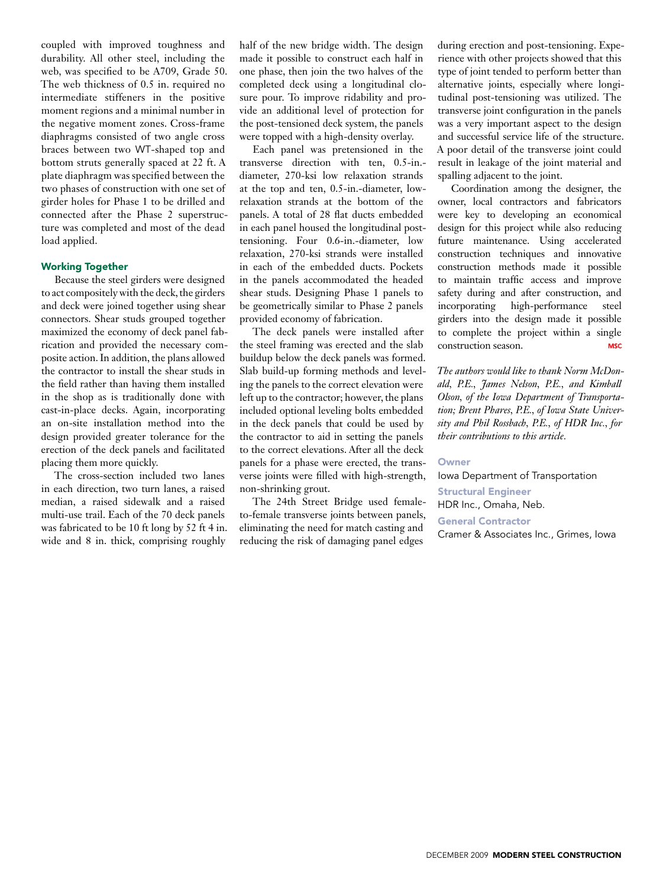coupled with improved toughness and durability. All other steel, including the web, was specified to be A709, Grade 50. The web thickness of 0.5 in. required no intermediate stiffeners in the positive moment regions and a minimal number in the negative moment zones. Cross-frame diaphragms consisted of two angle cross braces between two WT-shaped top and bottom struts generally spaced at 22 ft. A plate diaphragm was specified between the two phases of construction with one set of girder holes for Phase 1 to be drilled and connected after the Phase 2 superstructure was completed and most of the dead load applied.

### Working Together

Because the steel girders were designed to act compositely with the deck, the girders and deck were joined together using shear connectors. Shear studs grouped together maximized the economy of deck panel fabrication and provided the necessary composite action. In addition, the plans allowed the contractor to install the shear studs in the field rather than having them installed in the shop as is traditionally done with cast-in-place decks. Again, incorporating an on-site installation method into the design provided greater tolerance for the erection of the deck panels and facilitated placing them more quickly.

The cross-section included two lanes in each direction, two turn lanes, a raised median, a raised sidewalk and a raised multi-use trail. Each of the 70 deck panels was fabricated to be 10 ft long by 52 ft 4 in. wide and 8 in. thick, comprising roughly half of the new bridge width. The design made it possible to construct each half in one phase, then join the two halves of the completed deck using a longitudinal closure pour. To improve ridability and provide an additional level of protection for the post-tensioned deck system, the panels were topped with a high-density overlay.

Each panel was pretensioned in the transverse direction with ten, 0.5-in.-diameter, 270-ksi low relaxation strands at the top and ten, 0.5-in.-diameter, low-relaxation strands at the bottom of the panels. A total of 28 flat ducts embedded in each panel housed the longitudinal post-tensioning. Four 0.6-in.-diameter, low relaxation, 270-ksi strands were installed in each of the embedded ducts. Pockets in the panels accommodated the headed shear studs. Designing Phase 1 panels to be geometrically similar to Phase 2 panels provided economy of fabrication.

The deck panels were installed after the steel framing was erected and the slab buildup below the deck panels was formed. Slab build-up forming methods and leveling the panels to the correct elevation were left up to the contractor; however, the plans included optional leveling bolts embedded in the deck panels that could be used by the contractor to aid in setting the panels to the correct elevations. After all the deck panels for a phase were erected, the transverse joints were filled with high-strength, non-shrinking grout.

The 24th Street Bridge used female-to-female transverse joints between panels, eliminating the need for match casting and reducing the risk of damaging panel edges during erection and post-tensioning. Experience with other projects showed that this type of joint tended to perform better than alternative joints, especially where longitudinal post-tensioning was utilized. The transverse joint configuration in the panels was a very important aspect to the design and successful service life of the structure. A poor detail of the transverse joint could result in leakage of the joint material and spalling adjacent to the joint.

Coordination among the designer, the owner, local contractors and fabricators were key to developing an economical design for this project while also reducing future maintenance. Using accelerated construction techniques and innovative construction methods made it possible to maintain traffic access and improve safety during and after construction, and incorporating high-performance steel girders into the design made it possible to complete the project within a single construction season. MSC

*The authors would like to thank Norm McDonald, P.E., James Nelson, P.E., and Kimball Olson, of the Iowa Department of Transportation; Brent Phares, P.E., of Iowa State University and Phil Rossbach, P.E., of HDR Inc., for their contributions to this article.*

**Owner**
Iowa Department of Transportation

**Structural Engineer**
HDR Inc., Omaha, Neb.

**General Contractor**
Cramer & Associates Inc., Grimes, Iowa